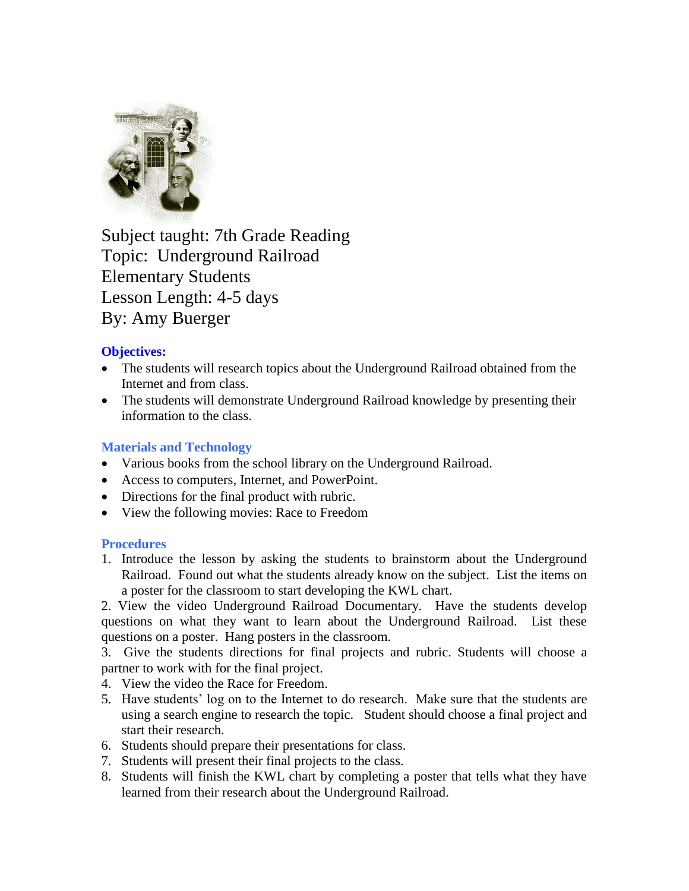Subject taught: 7th Grade Reading
Topic: Underground Railroad
Elementary Students
Lesson Length: 4-5 days
By: Amy Buerger

### Objectives:

- The students will research topics about the Underground Railroad obtained from the Internet and from class.
- The students will demonstrate Underground Railroad knowledge by presenting their information to the class.

### Materials and Technology

- Various books from the school library on the Underground Railroad.
- Access to computers, Internet, and PowerPoint.
- Directions for the final product with rubric.
- View the following movies: Race to Freedom

### Procedures

1. Introduce the lesson by asking the students to brainstorm about the Underground Railroad. Found out what the students already know on the subject. List the items on a poster for the classroom to start developing the KWL chart.
2. View the video Underground Railroad Documentary. Have the students develop questions on what they want to learn about the Underground Railroad. List these questions on a poster. Hang posters in the classroom.
3. Give the students directions for final projects and rubric. Students will choose a partner to work with for the final project.
4. View the video the Race for Freedom.
5. Have students' log on to the Internet to do research. Make sure that the students are using a search engine to research the topic. Student should choose a final project and start their research.
6. Students should prepare their presentations for class.
7. Students will present their final projects to the class.
8. Students will finish the KWL chart by completing a poster that tells what they have learned from their research about the Underground Railroad.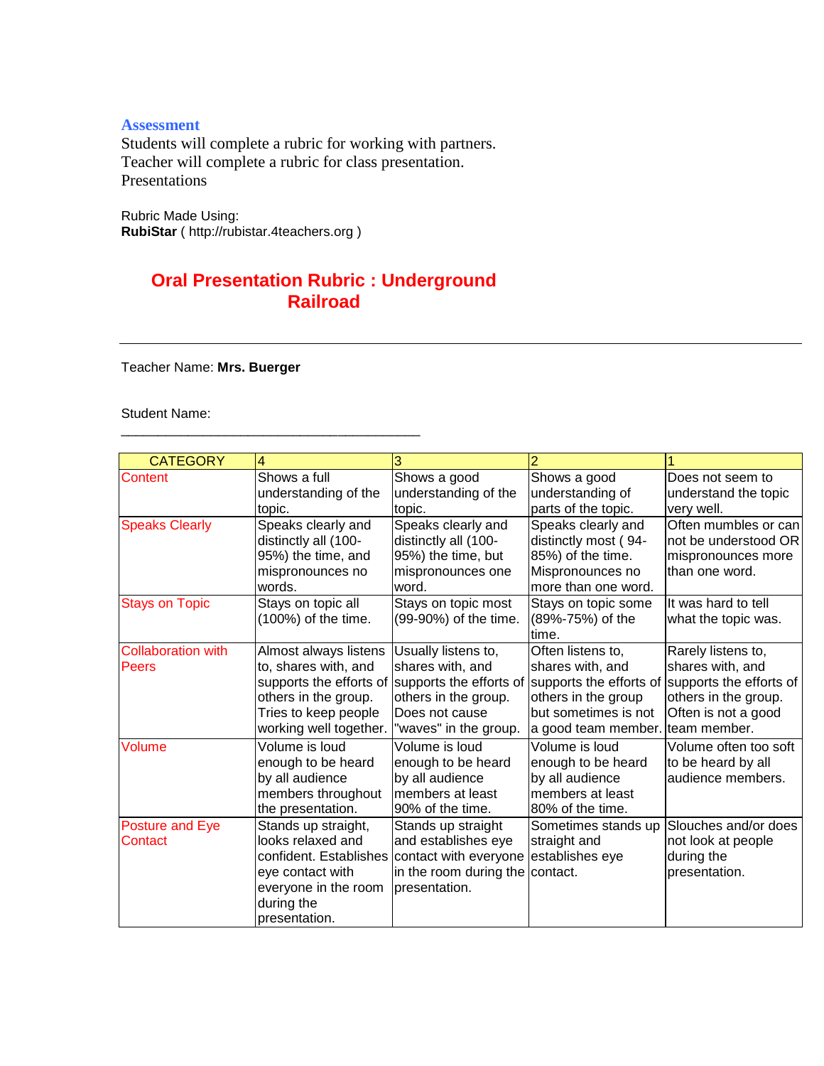### Assessment

Students will complete a rubric for working with partners.
Teacher will complete a rubric for class presentation.
Presentations

Rubric Made Using:
**RubiStar** ( http://rubistar.4teachers.org )

## Oral Presentation Rubric : Underground Railroad

---

Teacher Name: **Mrs. Buerger**

Student Name: ________________________________________

| CATEGORY | 4 | 3 | 2 | 1 |
|---|---|---|---|---|
| Content | Shows a full understanding of the topic. | Shows a good understanding of the topic. | Shows a good understanding of parts of the topic. | Does not seem to understand the topic very well. |
| Speaks Clearly | Speaks clearly and distinctly all (100-95%) the time, and mispronounces no words. | Speaks clearly and distinctly all (100-95%) the time, but mispronounces one word. | Speaks clearly and distinctly most ( 94-85%) of the time. Mispronounces no more than one word. | Often mumbles or can not be understood OR mispronounces more than one word. |
| Stays on Topic | Stays on topic all (100%) of the time. | Stays on topic most (99-90%) of the time. | Stays on topic some (89%-75%) of the time. | It was hard to tell what the topic was. |
| Collaboration with Peers | Almost always listens to, shares with, and supports the efforts of others in the group. Tries to keep people working well together. | Usually listens to, shares with, and supports the efforts of others in the group. Does not cause "waves" in the group. | Often listens to, shares with, and supports the efforts of others in the group but sometimes is not a good team member. | Rarely listens to, shares with, and supports the efforts of others in the group. Often is not a good team member. |
| Volume | Volume is loud enough to be heard by all audience members throughout the presentation. | Volume is loud enough to be heard by all audience members at least 90% of the time. | Volume is loud enough to be heard by all audience members at least 80% of the time. | Volume often too soft to be heard by all audience members. |
| Posture and Eye Contact | Stands up straight, looks relaxed and confident. Establishes eye contact with everyone in the room during the presentation. | Stands up straight and establishes eye contact with everyone in the room during the presentation. | Sometimes stands up straight and establishes eye contact. | Slouches and/or does not look at people during the presentation. |